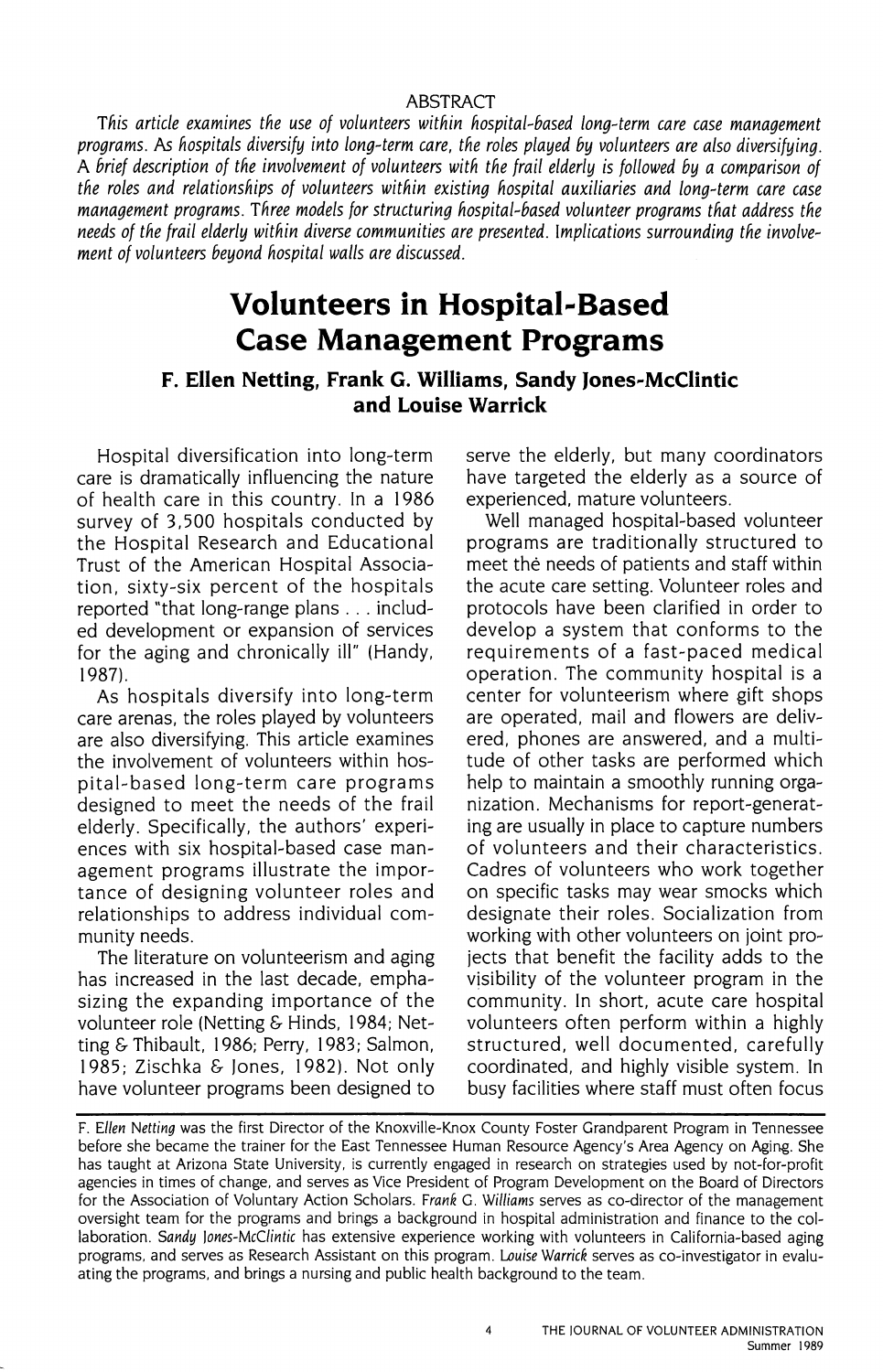## ABSTRACT

*This article examines the use of volunteers within hospital-based long-term care case management programs. As hospitals diversify into long-term care, the roles played by volunteers are also diversifying. A brief description of the involvement of volunteers with the frail elderly is followed by a comparison of the roles and relationships of volunteers within existing hospital auxiliaries and long-term care case management programs. Three models for structuring hospital-based volunteer programs that address the needs of the frail elderly within diverse communities are presented. Implications surrounding the involvement of volunteers beyond hospital walls are discussed.*

# Volunteers in Hospital-Based Case Management Programs

### F. Ellen Netting, Frank G. Williams, Sandy Jones-McClintic and Louise Warrick

Hospital diversification into long-term care is dramatically influencing the nature of health care in this country. In a 1986 survey of 3,500 hospitals conducted by the Hospital Research and Educational Trust of the American Hospital Association, sixty-six percent of the hospitals reported "that long-range plans . . . included development or expansion of services for the aging and chronically ill" (Handy, 1987).

As hospitals diversify into long-term care arenas, the roles played by volunteers are also diversifying. This article examines the involvement of volunteers within hospital-based long-term care programs designed to meet the needs of the frail elderly. Specifically, the authors' experiences with six hospital-based case management programs illustrate the importance of designing volunteer roles and relationships to address individual community needs.

The literature on volunteerism and aging has increased in the last decade, emphasizing the expanding importance of the volunteer role (Netting & Hinds, 1984; Netting & Thibault, 1986; Perry, 1983; Salmon, 1985; Zischka & Jones, 1982). Not only have volunteer programs been designed to serve the elderly, but many coordinators have targeted the elderly as a source of experienced, mature volunteers.

Well managed hospital-based volunteer programs are traditionally structured to meet the needs of patients and staff within the acute care setting. Volunteer roles and protocols have been clarified in order to develop a system that conforms to the requirements of a fast-paced medical operation. The community hospital is a center for volunteerism where gift shops are operated, mail and flowers are delivered, phones are answered, and a multitude of other tasks are performed which help to maintain a smoothly running organization. Mechanisms for report-generating are usually in place to capture numbers of volunteers and their characteristics. Cadres of volunteers who work together on specific tasks may wear smocks which designate their roles. Socialization from working with other volunteers on joint projects that benefit the facility adds to the visibility of the volunteer program in the community. In short, acute care hospital volunteers often perform within a highly structured, well documented, carefully coordinated, and highly visible system. In busy facilities where staff must often focus

---

F. *Ellen Netting* was the first Director of the Knoxville-Knox County Foster Grandparent Program in Tennessee before she became the trainer for the East Tennessee Human Resource Agency's Area Agency on Aging. She has taught at Arizona State University, is currently engaged in research on strategies used by not-for-profit agencies in times of change, and serves as Vice President of Program Development on the Board of Directors for the Association of Voluntary Action Scholars. *Frank G. Williams* serves as co-director of the management oversight team for the programs and brings a background in hospital administration and finance to the collaboration. *Sandy Jones-McClintic* has extensive experience working with volunteers in California-based aging programs, and serves as Research Assistant on this program. *Louise Warrick* serves as co-investigator in evaluating the programs, and brings a nursing and public health background to the team.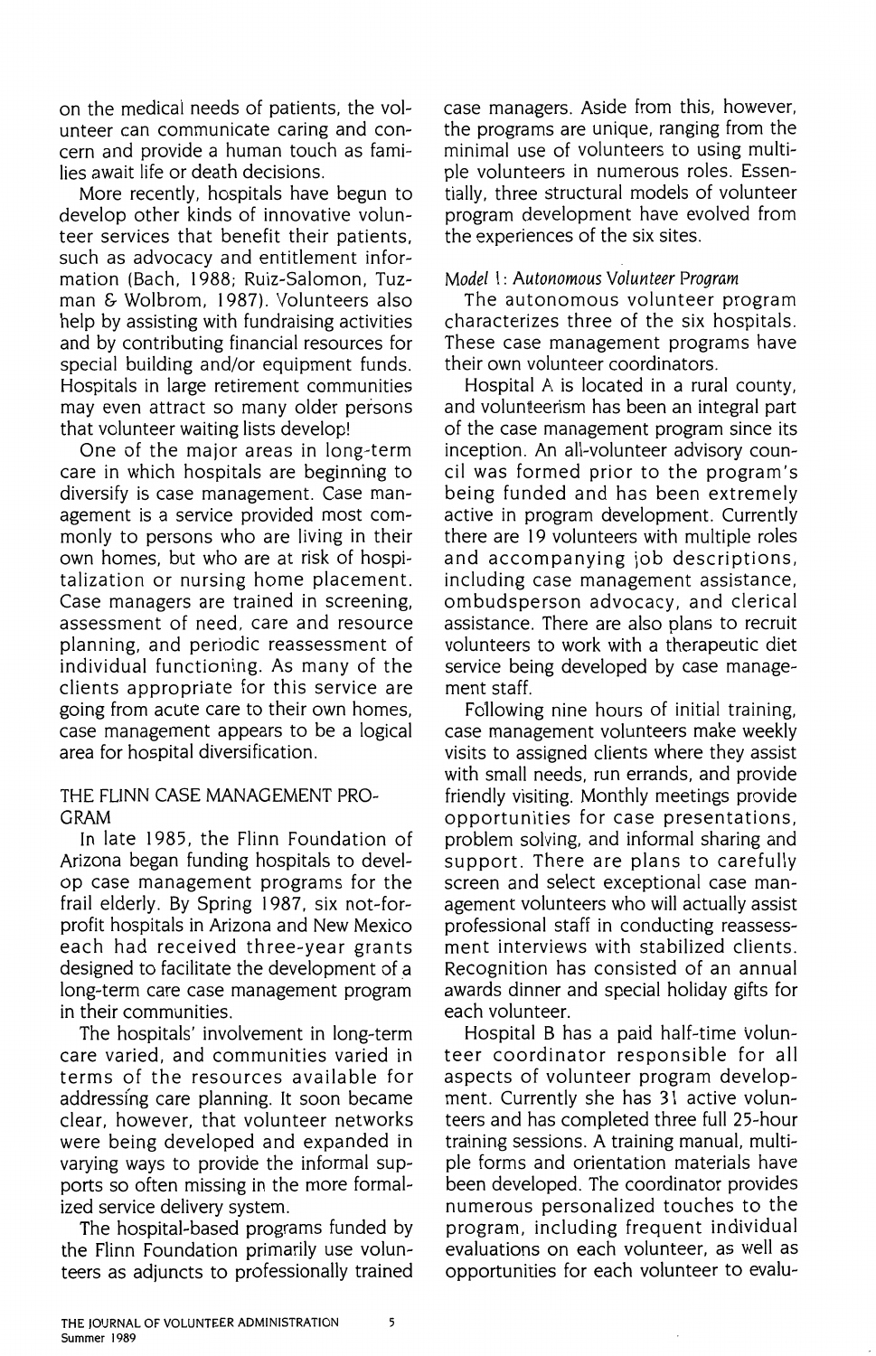on the medical needs of patients, the volunteer can communicate caring and concern and provide a human touch as families await life or death decisions.

More recently, hospitals have begun to develop other kinds of innovative volunteer services that benefit their patients, such as advocacy and entitlement information (Bach, 1988; Ruiz-Salomon, Tuzman & Wolbrom, 1987). Volunteers also help by assisting with fundraising activities and by contributing financial resources for special building and/or equipment funds. Hospitals in large retirement communities may even attract so many older persons that volunteer waiting lists develop!

One of the major areas in long-term care in which hospitals are beginning to diversify is case management. Case management is a service provided most commonly to persons who are living in their own homes, but who are at risk of hospitalization or nursing home placement. Case managers are trained in screening, assessment of need, care and resource planning, and periodic reassessment of individual functioning. As many of the clients appropriate for this service are going from acute care to their own homes, case management appears to be a logical area for hospital diversification.

## THE FLINN CASE MANAGEMENT PROGRAM

In late 1985, the Flinn Foundation of Arizona began funding hospitals to develop case management programs for the frail elderly. By Spring 1987, six not-for-profit hospitals in Arizona and New Mexico each had received three-year grants designed to facilitate the development of a long-term care case management program in their communities.

The hospitals' involvement in long-term care varied, and communities varied in terms of the resources available for addressing care planning. It soon became clear, however, that volunteer networks were being developed and expanded in varying ways to provide the informal supports so often missing in the more formalized service delivery system.

The hospital-based programs funded by the Flinn Foundation primarily use volunteers as adjuncts to professionally trained case managers. Aside from this, however, the programs are unique, ranging from the minimal use of volunteers to using multiple volunteers in numerous roles. Essentially, three structural models of volunteer program development have evolved from the experiences of the six sites.

### *Model 1: Autonomous Volunteer Program*

The autonomous volunteer program characterizes three of the six hospitals. These case management programs have their own volunteer coordinators.

Hospital A is located in a rural county, and volunteerism has been an integral part of the case management program since its inception. An all-volunteer advisory council was formed prior to the program's being funded and has been extremely active in program development. Currently there are 19 volunteers with multiple roles and accompanying job descriptions, including case management assistance, ombudsperson advocacy, and clerical assistance. There are also plans to recruit volunteers to work with a therapeutic diet service being developed by case management staff.

Following nine hours of initial training, case management volunteers make weekly visits to assigned clients where they assist with small needs, run errands, and provide friendly visiting. Monthly meetings provide opportunities for case presentations, problem solving, and informal sharing and support. There are plans to carefully screen and select exceptional case management volunteers who will actually assist professional staff in conducting reassessment interviews with stabilized clients. Recognition has consisted of an annual awards dinner and special holiday gifts for each volunteer.

Hospital B has a paid half-time volunteer coordinator responsible for all aspects of volunteer program development. Currently she has 31 active volunteers and has completed three full 25-hour training sessions. A training manual, multiple forms and orientation materials have been developed. The coordinator provides numerous personalized touches to the program, including frequent individual evaluations on each volunteer, as well as opportunities for each volunteer to evalu-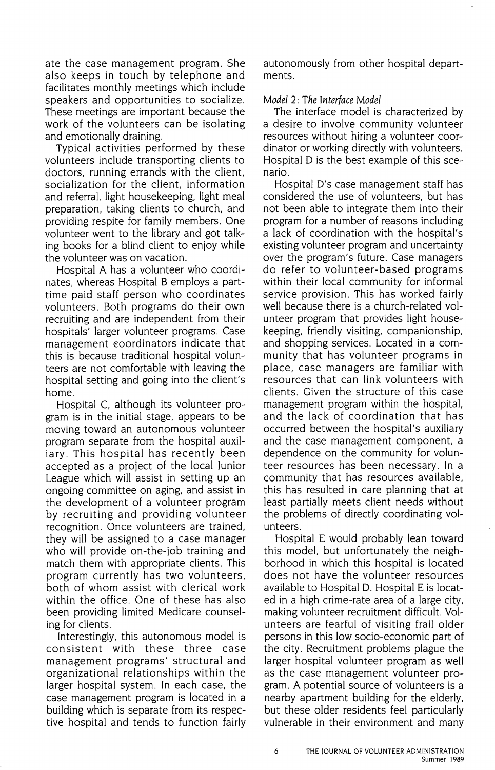ate the case management program. She also keeps in touch by telephone and facilitates monthly meetings which include speakers and opportunities to socialize. These meetings are important because the work of the volunteers can be isolating and emotionally draining.

Typical activities performed by these volunteers include transporting clients to doctors, running errands with the client, socialization for the client, information and referral, light housekeeping, light meal preparation, taking clients to church, and providing respite for family members. One volunteer went to the library and got talking books for a blind client to enjoy while the volunteer was on vacation.

Hospital A has a volunteer who coordinates, whereas Hospital B employs a part-time paid staff person who coordinates volunteers. Both programs do their own recruiting and are independent from their hospitals' larger volunteer programs. Case management coordinators indicate that this is because traditional hospital volunteers are not comfortable with leaving the hospital setting and going into the client's home.

Hospital C, although its volunteer program is in the initial stage, appears to be moving toward an autonomous volunteer program separate from the hospital auxiliary. This hospital has recently been accepted as a project of the local Junior League which will assist in setting up an ongoing committee on aging, and assist in the development of a volunteer program by recruiting and providing volunteer recognition. Once volunteers are trained, they will be assigned to a case manager who will provide on-the-job training and match them with appropriate clients. This program currently has two volunteers, both of whom assist with clerical work within the office. One of these has also been providing limited Medicare counseling for clients.

Interestingly, this autonomous model is consistent with these three case management programs' structural and organizational relationships within the larger hospital system. In each case, the case management program is located in a building which is separate from its respective hospital and tends to function fairly autonomously from other hospital departments.

*Model 2: The Interface Model*

The interface model is characterized by a desire to involve community volunteer resources without hiring a volunteer coordinator or working directly with volunteers. Hospital D is the best example of this scenario.

Hospital D's case management staff has considered the use of volunteers, but has not been able to integrate them into their program for a number of reasons including a lack of coordination with the hospital's existing volunteer program and uncertainty over the program's future. Case managers do refer to volunteer-based programs within their local community for informal service provision. This has worked fairly well because there is a church-related volunteer program that provides light housekeeping, friendly visiting, companionship, and shopping services. Located in a community that has volunteer programs in place, case managers are familiar with resources that can link volunteers with clients. Given the structure of this case management program within the hospital, and the lack of coordination that has occurred between the hospital's auxiliary and the case management component, a dependence on the community for volunteer resources has been necessary. In a community that has resources available, this has resulted in care planning that at least partially meets client needs without the problems of directly coordinating volunteers.

Hospital E would probably lean toward this model, but unfortunately the neighborhood in which this hospital is located does not have the volunteer resources available to Hospital D. Hospital E is located in a high crime-rate area of a large city, making volunteer recruitment difficult. Volunteers are fearful of visiting frail older persons in this low socio-economic part of the city. Recruitment problems plague the larger hospital volunteer program as well as the case management volunteer program. A potential source of volunteers is a nearby apartment building for the elderly, but these older residents feel particularly vulnerable in their environment and many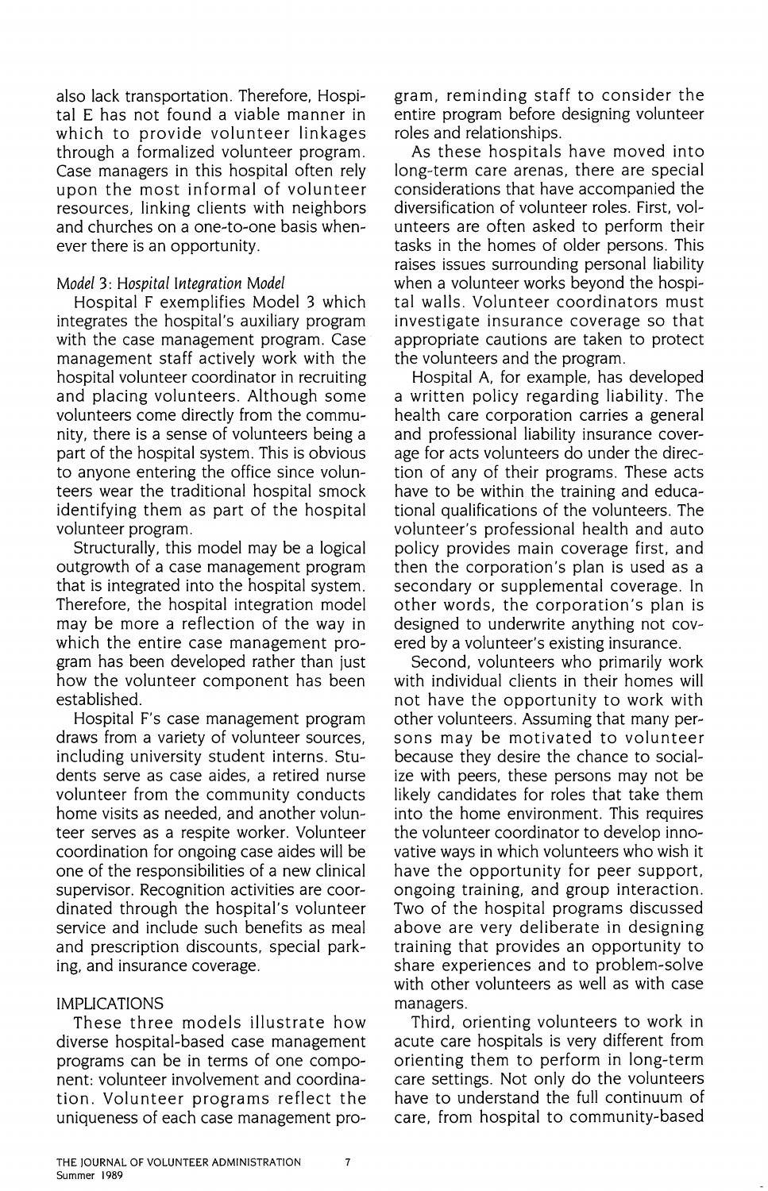also lack transportation. Therefore, Hospital E has not found a viable manner in which to provide volunteer linkages through a formalized volunteer program. Case managers in this hospital often rely upon the most informal of volunteer resources, linking clients with neighbors and churches on a one-to-one basis whenever there is an opportunity.

*Model 3: Hospital Integration Model*

Hospital F exemplifies Model 3 which integrates the hospital's auxiliary program with the case management program. Case management staff actively work with the hospital volunteer coordinator in recruiting and placing volunteers. Although some volunteers come directly from the community, there is a sense of volunteers being a part of the hospital system. This is obvious to anyone entering the office since volunteers wear the traditional hospital smock identifying them as part of the hospital volunteer program.

Structurally, this model may be a logical outgrowth of a case management program that is integrated into the hospital system. Therefore, the hospital integration model may be more a reflection of the way in which the entire case management program has been developed rather than just how the volunteer component has been established.

Hospital F's case management program draws from a variety of volunteer sources, including university student interns. Students serve as case aides, a retired nurse volunteer from the community conducts home visits as needed, and another volunteer serves as a respite worker. Volunteer coordination for ongoing case aides will be one of the responsibilities of a new clinical supervisor. Recognition activities are coordinated through the hospital's volunteer service and include such benefits as meal and prescription discounts, special parking, and insurance coverage.

## IMPLICATIONS

These three models illustrate how diverse hospital-based case management programs can be in terms of one component: volunteer involvement and coordination. Volunteer programs reflect the uniqueness of each case management program, reminding staff to consider the entire program before designing volunteer roles and relationships.

As these hospitals have moved into long-term care arenas, there are special considerations that have accompanied the diversification of volunteer roles. First, volunteers are often asked to perform their tasks in the homes of older persons. This raises issues surrounding personal liability when a volunteer works beyond the hospital walls. Volunteer coordinators must investigate insurance coverage so that appropriate cautions are taken to protect the volunteers and the program.

Hospital A, for example, has developed a written policy regarding liability. The health care corporation carries a general and professional liability insurance coverage for acts volunteers do under the direction of any of their programs. These acts have to be within the training and educational qualifications of the volunteers. The volunteer's professional health and auto policy provides main coverage first, and then the corporation's plan is used as a secondary or supplemental coverage. In other words, the corporation's plan is designed to underwrite anything not covered by a volunteer's existing insurance.

Second, volunteers who primarily work with individual clients in their homes will not have the opportunity to work with other volunteers. Assuming that many persons may be motivated to volunteer because they desire the chance to socialize with peers, these persons may not be likely candidates for roles that take them into the home environment. This requires the volunteer coordinator to develop innovative ways in which volunteers who wish it have the opportunity for peer support, ongoing training, and group interaction. Two of the hospital programs discussed above are very deliberate in designing training that provides an opportunity to share experiences and to problem-solve with other volunteers as well as with case managers.

Third, orienting volunteers to work in acute care hospitals is very different from orienting them to perform in long-term care settings. Not only do the volunteers have to understand the full continuum of care, from hospital to community-based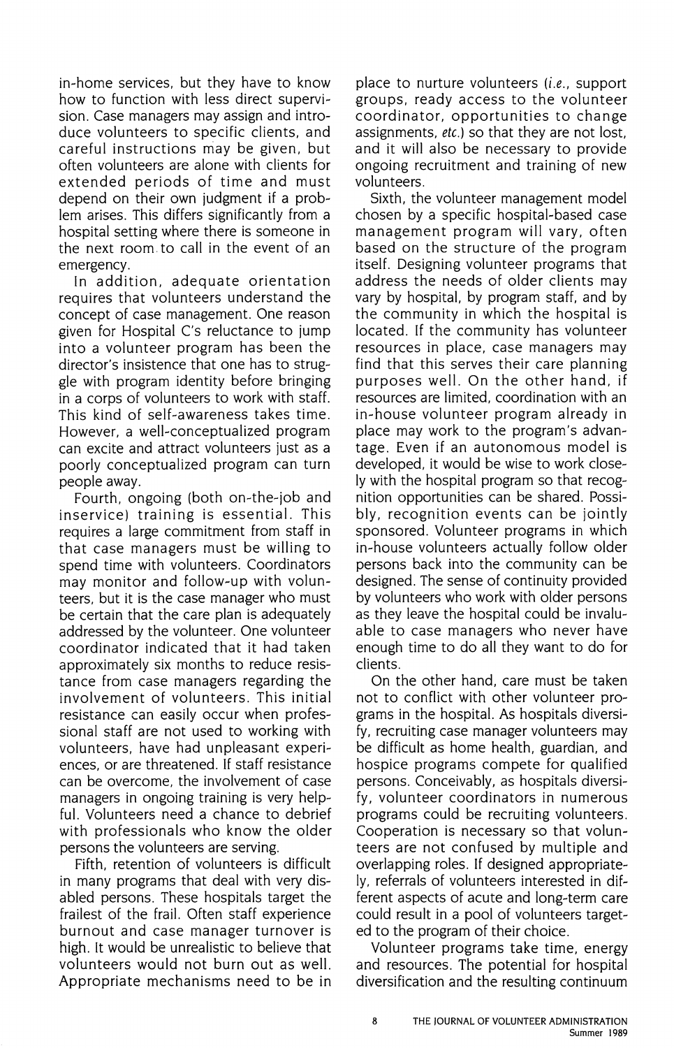in-home services, but they have to know how to function with less direct supervision. Case managers may assign and introduce volunteers to specific clients, and careful instructions may be given, but often volunteers are alone with clients for extended periods of time and must depend on their own judgment if a problem arises. This differs significantly from a hospital setting where there is someone in the next room to call in the event of an emergency.

In addition, adequate orientation requires that volunteers understand the concept of case management. One reason given for Hospital C's reluctance to jump into a volunteer program has been the director's insistence that one has to struggle with program identity before bringing in a corps of volunteers to work with staff. This kind of self-awareness takes time. However, a well-conceptualized program can excite and attract volunteers just as a poorly conceptualized program can turn people away.

Fourth, ongoing (both on-the-job and inservice) training is essential. This requires a large commitment from staff in that case managers must be willing to spend time with volunteers. Coordinators may monitor and follow-up with volunteers, but it is the case manager who must be certain that the care plan is adequately addressed by the volunteer. One volunteer coordinator indicated that it had taken approximately six months to reduce resistance from case managers regarding the involvement of volunteers. This initial resistance can easily occur when professional staff are not used to working with volunteers, have had unpleasant experiences, or are threatened. If staff resistance can be overcome, the involvement of case managers in ongoing training is very helpful. Volunteers need a chance to debrief with professionals who know the older persons the volunteers are serving.

Fifth, retention of volunteers is difficult in many programs that deal with very disabled persons. These hospitals target the frailest of the frail. Often staff experience burnout and case manager turnover is high. It would be unrealistic to believe that volunteers would not burn out as well. Appropriate mechanisms need to be in place to nurture volunteers (*i.e.*, support groups, ready access to the volunteer coordinator, opportunities to change assignments, *etc.*) so that they are not lost, and it will also be necessary to provide ongoing recruitment and training of new volunteers.

Sixth, the volunteer management model chosen by a specific hospital-based case management program will vary, often based on the structure of the program itself. Designing volunteer programs that address the needs of older clients may vary by hospital, by program staff, and by the community in which the hospital is located. If the community has volunteer resources in place, case managers may find that this serves their care planning purposes well. On the other hand, if resources are limited, coordination with an in-house volunteer program already in place may work to the program's advantage. Even if an autonomous model is developed, it would be wise to work closely with the hospital program so that recognition opportunities can be shared. Possibly, recognition events can be jointly sponsored. Volunteer programs in which in-house volunteers actually follow older persons back into the community can be designed. The sense of continuity provided by volunteers who work with older persons as they leave the hospital could be invaluable to case managers who never have enough time to do all they want to do for clients.

On the other hand, care must be taken not to conflict with other volunteer programs in the hospital. As hospitals diversify, recruiting case manager volunteers may be difficult as home health, guardian, and hospice programs compete for qualified persons. Conceivably, as hospitals diversify, volunteer coordinators in numerous programs could be recruiting volunteers. Cooperation is necessary so that volunteers are not confused by multiple and overlapping roles. If designed appropriately, referrals of volunteers interested in different aspects of acute and long-term care could result in a pool of volunteers targeted to the program of their choice.

Volunteer programs take time, energy and resources. The potential for hospital diversification and the resulting continuum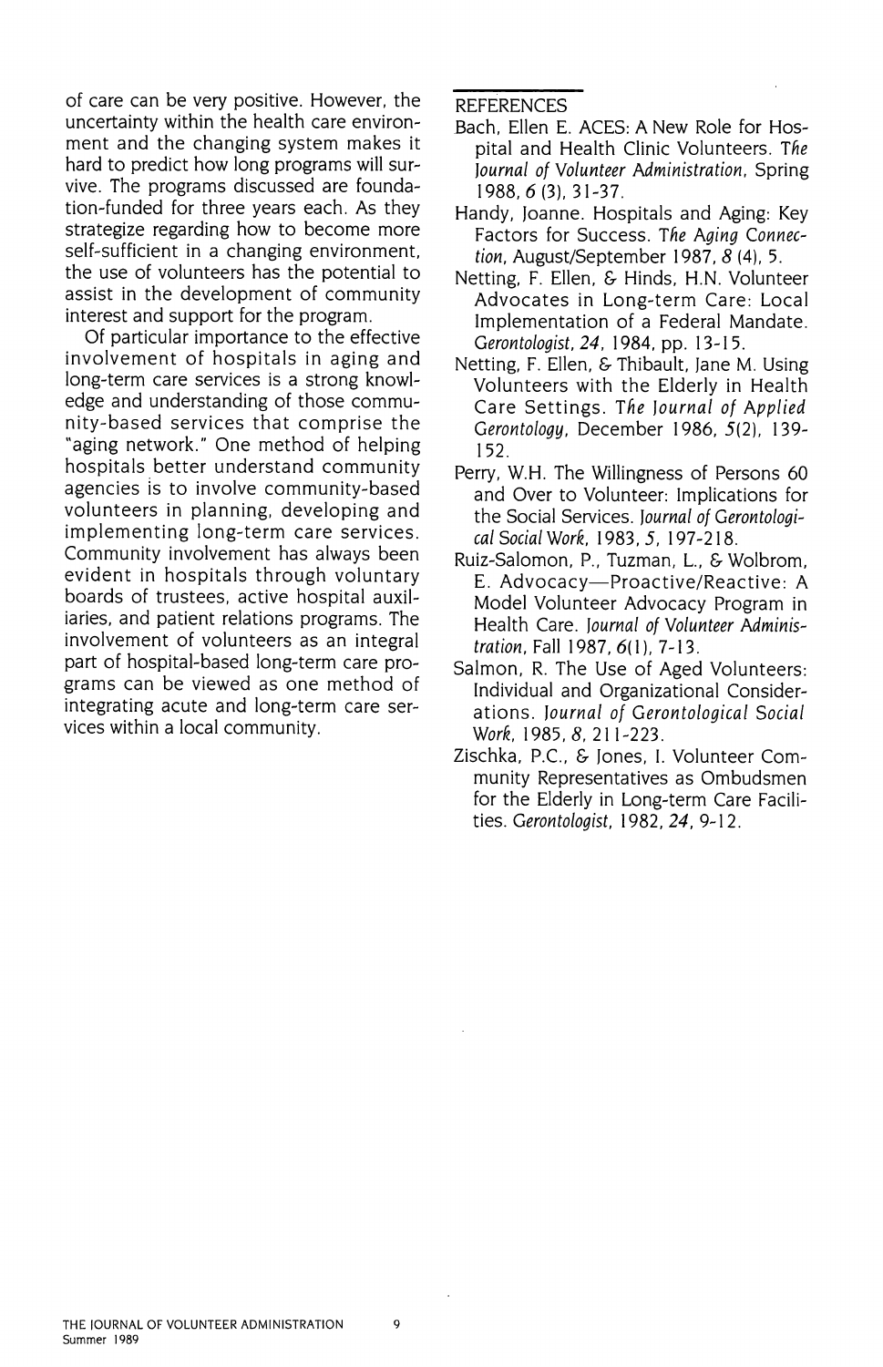of care can be very positive. However, the uncertainty within the health care environment and the changing system makes it hard to predict how long programs will survive. The programs discussed are foundation-funded for three years each. As they strategize regarding how to become more self-sufficient in a changing environment, the use of volunteers has the potential to assist in the development of community interest and support for the program.

Of particular importance to the effective involvement of hospitals in aging and long-term care services is a strong knowledge and understanding of those community-based services that comprise the "aging network." One method of helping hospitals better understand community agencies is to involve community-based volunteers in planning, developing and implementing long-term care services. Community involvement has always been evident in hospitals through voluntary boards of trustees, active hospital auxiliaries, and patient relations programs. The involvement of volunteers as an integral part of hospital-based long-term care programs can be viewed as one method of integrating acute and long-term care services within a local community.

## REFERENCES

Bach, Ellen E. ACES: A New Role for Hospital and Health Clinic Volunteers. *The Journal of Volunteer Administration*, Spring 1988, *6* (3), 31-37.

Handy, Joanne. Hospitals and Aging: Key Factors for Success. *The Aging Connection*, August/September 1987, *8* (4), 5.

Netting, F. Ellen, & Hinds, H.N. Volunteer Advocates in Long-term Care: Local Implementation of a Federal Mandate. *Gerontologist*, *24*, 1984, pp. 13-15.

Netting, F. Ellen, & Thibault, Jane M. Using Volunteers with the Elderly in Health Care Settings. *The Journal of Applied Gerontology*, December 1986, *5*(2), 139-152.

Perry, W.H. The Willingness of Persons 60 and Over to Volunteer: Implications for the Social Services. *Journal of Gerontological Social Work*, 1983, *5*, 197-218.

Ruiz-Salomon, P., Tuzman, L., & Wolbrom, E. Advocacy—Proactive/Reactive: A Model Volunteer Advocacy Program in Health Care. *Journal of Volunteer Administration*, Fall 1987, *6*(1), 7-13.

Salmon, R. The Use of Aged Volunteers: Individual and Organizational Considerations. *Journal of Gerontological Social Work*, 1985, *8*, 211-223.

Zischka, P.C., & Jones, I. Volunteer Community Representatives as Ombudsmen for the Elderly in Long-term Care Facilities. *Gerontologist*, 1982, *24*, 9-12.